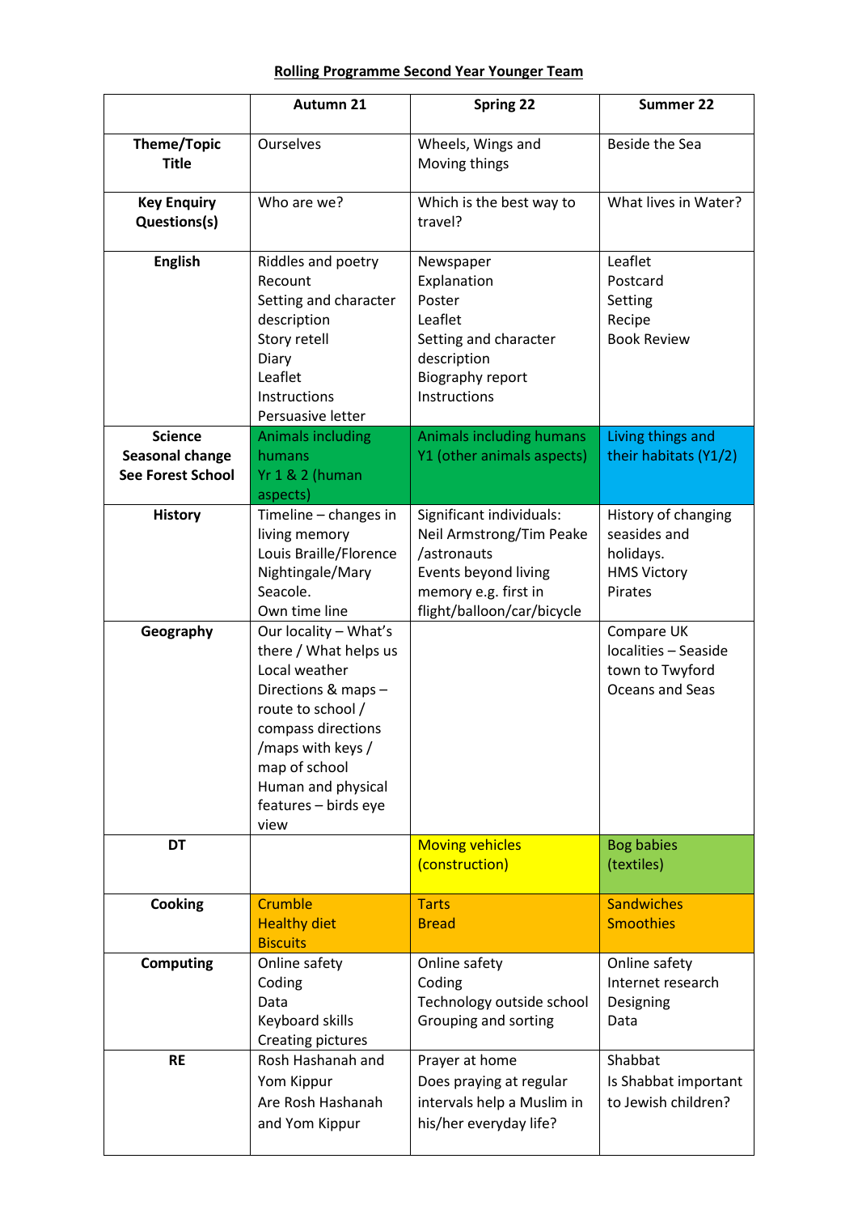**Rolling Programme Second Year Younger Team**

| | Autumn 21 | Spring 22 | Summer 22 |
|---|---|---|---|
| **Theme/Topic Title** | Ourselves | Wheels, Wings and Moving things | Beside the Sea |
| **Key Enquiry Questions(s)** | Who are we? | Which is the best way to travel? | What lives in Water? |
| **English** | Riddles and poetry<br>Recount<br>Setting and character description<br>Story retell<br>Diary<br>Leaflet<br>Instructions<br>Persuasive letter | Newspaper<br>Explanation<br>Poster<br>Leaflet<br>Setting and character description<br>Biography report<br>Instructions | Leaflet<br>Postcard<br>Setting<br>Recipe<br>Book Review |
| **Science**<br>**Seasonal change**<br>**See Forest School** | Animals including humans<br>Yr 1 & 2 (human aspects) | Animals including humans<br>Y1 (other animals aspects) | Living things and their habitats (Y1/2) |
| **History** | Timeline – changes in living memory<br>Louis Braille/Florence Nightingale/Mary Seacole.<br>Own time line | Significant individuals:<br>Neil Armstrong/Tim Peake /astronauts<br>Events beyond living memory e.g. first in flight/balloon/car/bicycle | History of changing seasides and holidays.<br>HMS Victory<br>Pirates |
| **Geography** | Our locality – What's there / What helps us<br>Local weather<br>Directions & maps – route to school / compass directions /maps with keys / map of school<br>Human and physical features – birds eye view | | Compare UK localities – Seaside town to Twyford<br>Oceans and Seas |
| **DT** | | Moving vehicles (construction) | Bog babies (textiles) |
| **Cooking** | Crumble<br>Healthy diet<br>Biscuits | Tarts<br>Bread | Sandwiches<br>Smoothies |
| **Computing** | Online safety<br>Coding<br>Data<br>Keyboard skills<br>Creating pictures | Online safety<br>Coding<br>Technology outside school<br>Grouping and sorting | Online safety<br>Internet research<br>Designing<br>Data |
| **RE** | Rosh Hashanah and Yom Kippur<br>Are Rosh Hashanah and Yom Kippur | Prayer at home<br>Does praying at regular intervals help a Muslim in his/her everyday life? | Shabbat<br>Is Shabbat important to Jewish children? |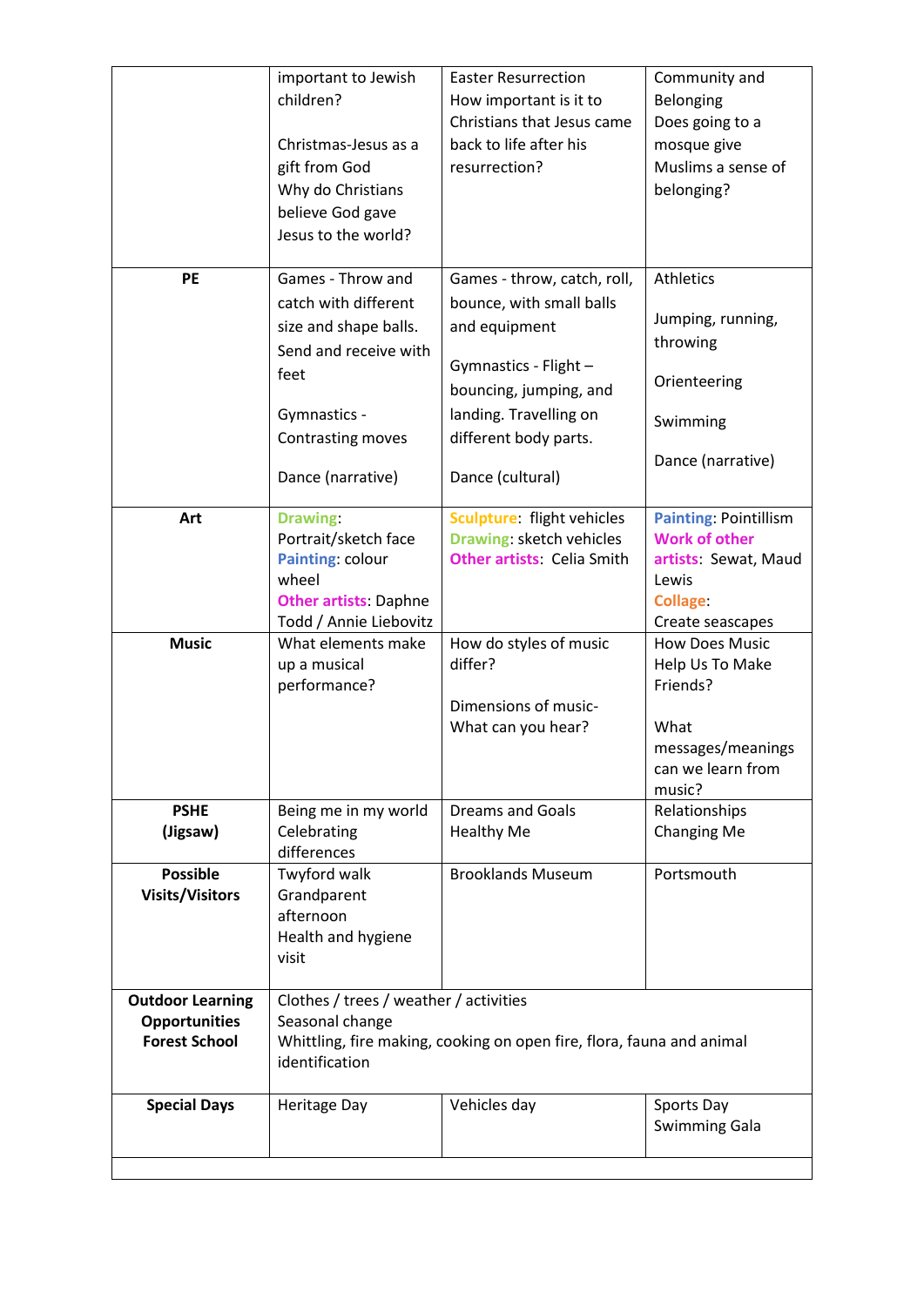| | | | |
|---|---|---|---|
| | important to Jewish children?<br><br>Christmas-Jesus as a gift from God<br>Why do Christians believe God gave Jesus to the world? | Easter Resurrection<br>How important is it to Christians that Jesus came back to life after his resurrection? | Community and Belonging<br>Does going to a mosque give Muslims a sense of belonging? |
| **PE** | Games - Throw and catch with different size and shape balls. Send and receive with feet<br><br>Gymnastics - Contrasting moves<br><br>Dance (narrative) | Games - throw, catch, roll, bounce, with small balls and equipment<br><br>Gymnastics - Flight – bouncing, jumping, and landing. Travelling on different body parts.<br><br>Dance (cultural) | Athletics<br><br>Jumping, running, throwing<br><br>Orienteering<br><br>Swimming<br><br>Dance (narrative) |
| **Art** | **Drawing**: Portrait/sketch face<br>**Painting**: colour wheel<br>**Other artists**: Daphne Todd / Annie Liebovitz | **Sculpture**: flight vehicles<br>**Drawing**: sketch vehicles<br>**Other artists**: Celia Smith | **Painting**: Pointillism<br>**Work of other artists**: Sewat, Maud Lewis<br>**Collage**:<br>Create seascapes |
| **Music** | What elements make up a musical performance? | How do styles of music differ?<br><br>Dimensions of music-What can you hear? | How Does Music Help Us To Make Friends?<br><br>What messages/meanings can we learn from music? |
| **PSHE (Jigsaw)** | Being me in my world<br>Celebrating differences | Dreams and Goals<br>Healthy Me | Relationships<br>Changing Me |
| **Possible Visits/Visitors** | Twyford walk<br>Grandparent afternoon<br>Health and hygiene visit | Brooklands Museum | Portsmouth |
| **Outdoor Learning Opportunities Forest School** | Clothes / trees / weather / activities<br>Seasonal change<br>Whittling, fire making, cooking on open fire, flora, fauna and animal identification | | |
| **Special Days** | Heritage Day | Vehicles day | Sports Day<br>Swimming Gala |
| | | | |